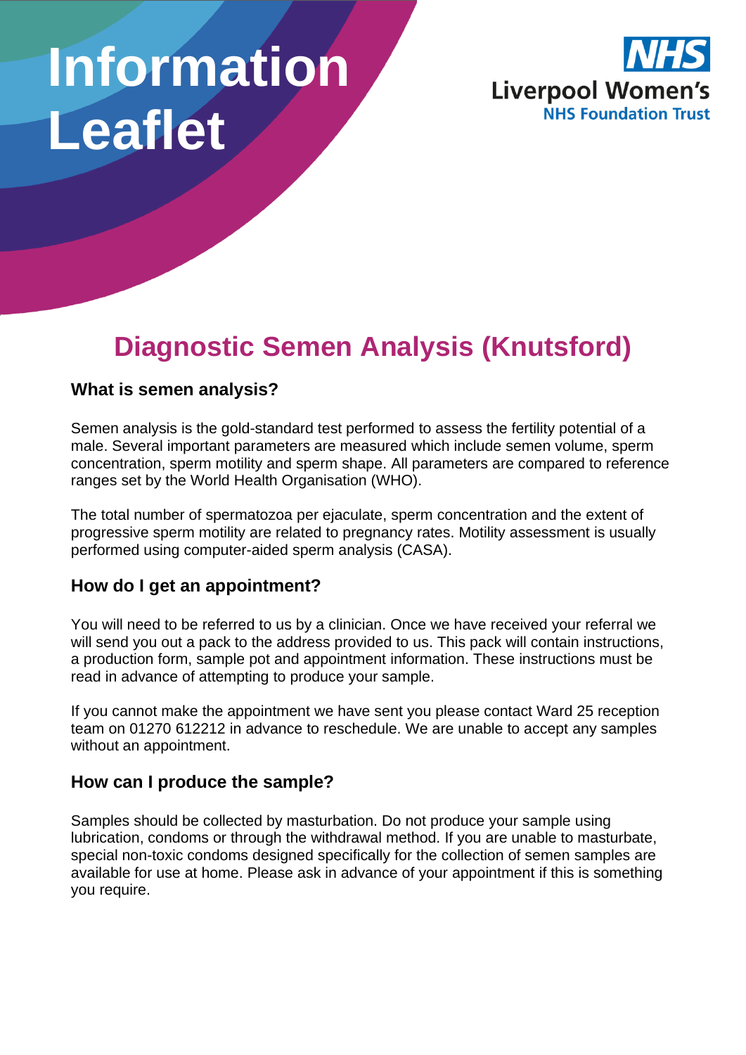# Information Leaflet

NHS
Liverpool Women's
NHS Foundation Trust

## Diagnostic Semen Analysis (Knutsford)

### What is semen analysis?

Semen analysis is the gold-standard test performed to assess the fertility potential of a male. Several important parameters are measured which include semen volume, sperm concentration, sperm motility and sperm shape. All parameters are compared to reference ranges set by the World Health Organisation (WHO).

The total number of spermatozoa per ejaculate, sperm concentration and the extent of progressive sperm motility are related to pregnancy rates. Motility assessment is usually performed using computer-aided sperm analysis (CASA).

### How do I get an appointment?

You will need to be referred to us by a clinician. Once we have received your referral we will send you out a pack to the address provided to us. This pack will contain instructions, a production form, sample pot and appointment information. These instructions must be read in advance of attempting to produce your sample.

If you cannot make the appointment we have sent you please contact Ward 25 reception team on 01270 612212 in advance to reschedule. We are unable to accept any samples without an appointment.

### How can I produce the sample?

Samples should be collected by masturbation. Do not produce your sample using lubrication, condoms or through the withdrawal method. If you are unable to masturbate, special non-toxic condoms designed specifically for the collection of semen samples are available for use at home. Please ask in advance of your appointment if this is something you require.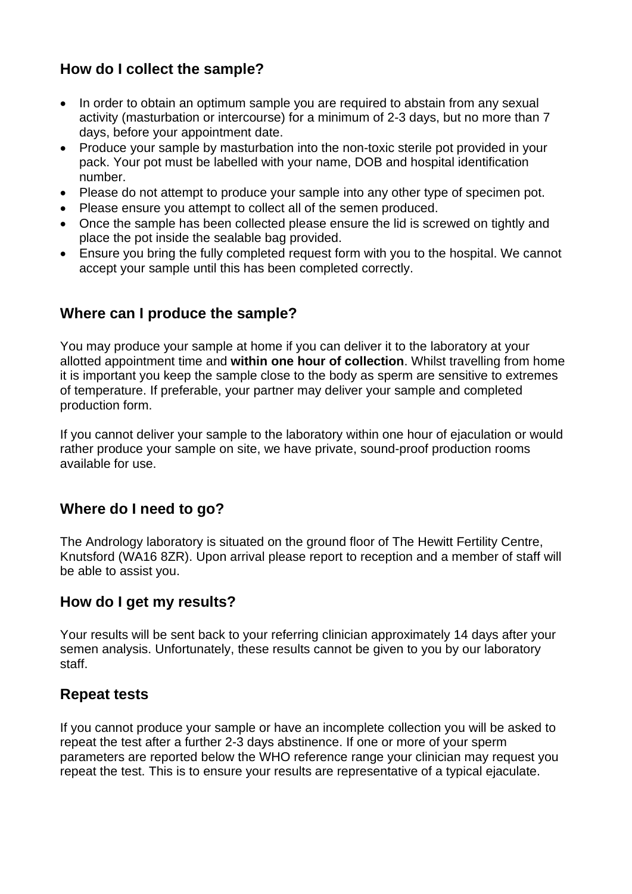## How do I collect the sample?

- In order to obtain an optimum sample you are required to abstain from any sexual activity (masturbation or intercourse) for a minimum of 2-3 days, but no more than 7 days, before your appointment date.
- Produce your sample by masturbation into the non-toxic sterile pot provided in your pack. Your pot must be labelled with your name, DOB and hospital identification number.
- Please do not attempt to produce your sample into any other type of specimen pot.
- Please ensure you attempt to collect all of the semen produced.
- Once the sample has been collected please ensure the lid is screwed on tightly and place the pot inside the sealable bag provided.
- Ensure you bring the fully completed request form with you to the hospital. We cannot accept your sample until this has been completed correctly.

## Where can I produce the sample?

You may produce your sample at home if you can deliver it to the laboratory at your allotted appointment time and **within one hour of collection**. Whilst travelling from home it is important you keep the sample close to the body as sperm are sensitive to extremes of temperature. If preferable, your partner may deliver your sample and completed production form.

If you cannot deliver your sample to the laboratory within one hour of ejaculation or would rather produce your sample on site, we have private, sound-proof production rooms available for use.

## Where do I need to go?

The Andrology laboratory is situated on the ground floor of The Hewitt Fertility Centre, Knutsford (WA16 8ZR). Upon arrival please report to reception and a member of staff will be able to assist you.

## How do I get my results?

Your results will be sent back to your referring clinician approximately 14 days after your semen analysis. Unfortunately, these results cannot be given to you by our laboratory staff.

## Repeat tests

If you cannot produce your sample or have an incomplete collection you will be asked to repeat the test after a further 2-3 days abstinence. If one or more of your sperm parameters are reported below the WHO reference range your clinician may request you repeat the test. This is to ensure your results are representative of a typical ejaculate.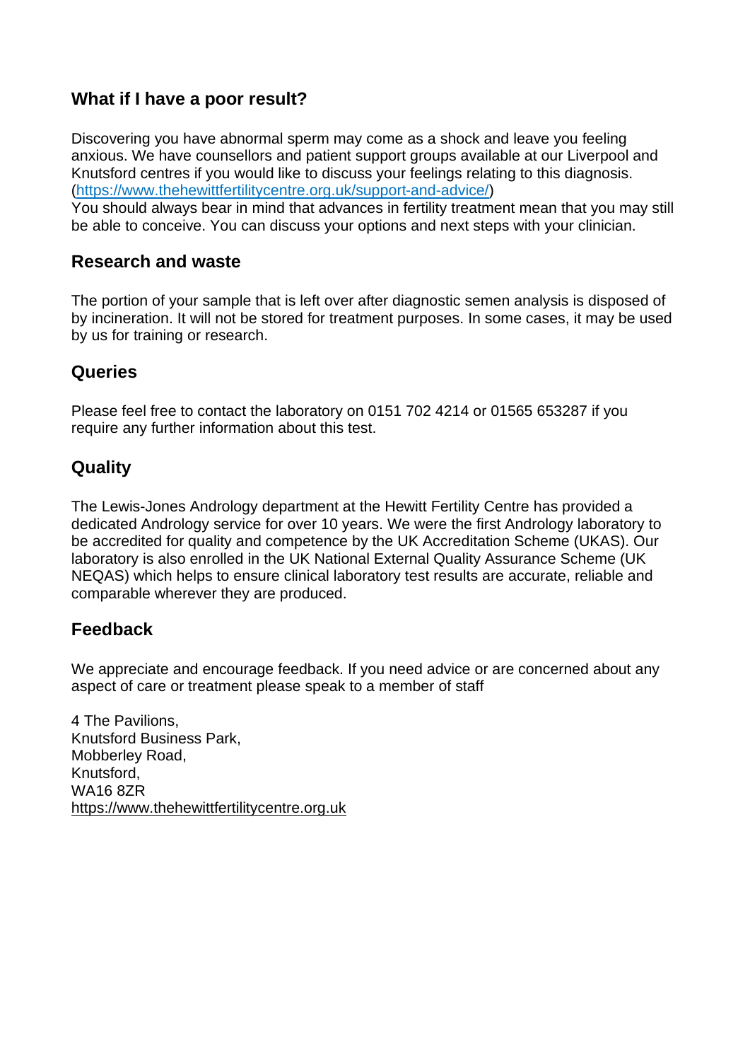## What if I have a poor result?

Discovering you have abnormal sperm may come as a shock and leave you feeling anxious. We have counsellors and patient support groups available at our Liverpool and Knutsford centres if you would like to discuss your feelings relating to this diagnosis. (https://www.thehewittfertilitycentre.org.uk/support-and-advice/)
You should always bear in mind that advances in fertility treatment mean that you may still be able to conceive. You can discuss your options and next steps with your clinician.

## Research and waste

The portion of your sample that is left over after diagnostic semen analysis is disposed of by incineration. It will not be stored for treatment purposes. In some cases, it may be used by us for training or research.

## Queries

Please feel free to contact the laboratory on 0151 702 4214 or 01565 653287 if you require any further information about this test.

## Quality

The Lewis-Jones Andrology department at the Hewitt Fertility Centre has provided a dedicated Andrology service for over 10 years. We were the first Andrology laboratory to be accredited for quality and competence by the UK Accreditation Scheme (UKAS). Our laboratory is also enrolled in the UK National External Quality Assurance Scheme (UK NEQAS) which helps to ensure clinical laboratory test results are accurate, reliable and comparable wherever they are produced.

## Feedback

We appreciate and encourage feedback. If you need advice or are concerned about any aspect of care or treatment please speak to a member of staff

4 The Pavilions,
Knutsford Business Park,
Mobberley Road,
Knutsford,
WA16 8ZR
https://www.thehewittfertilitycentre.org.uk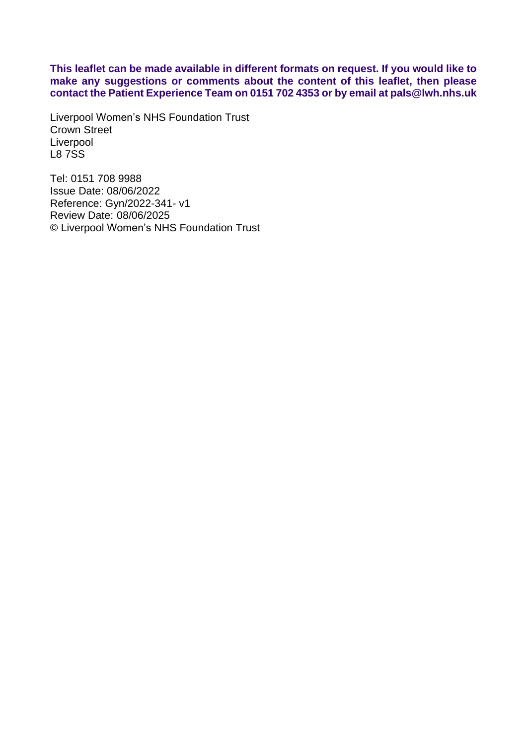**This leaflet can be made available in different formats on request. If you would like to make any suggestions or comments about the content of this leaflet, then please contact the Patient Experience Team on 0151 702 4353 or by email at pals@lwh.nhs.uk**

Liverpool Women's NHS Foundation Trust
Crown Street
Liverpool
L8 7SS

Tel: 0151 708 9988
Issue Date: 08/06/2022
Reference: Gyn/2022-341- v1
Review Date: 08/06/2025
© Liverpool Women's NHS Foundation Trust